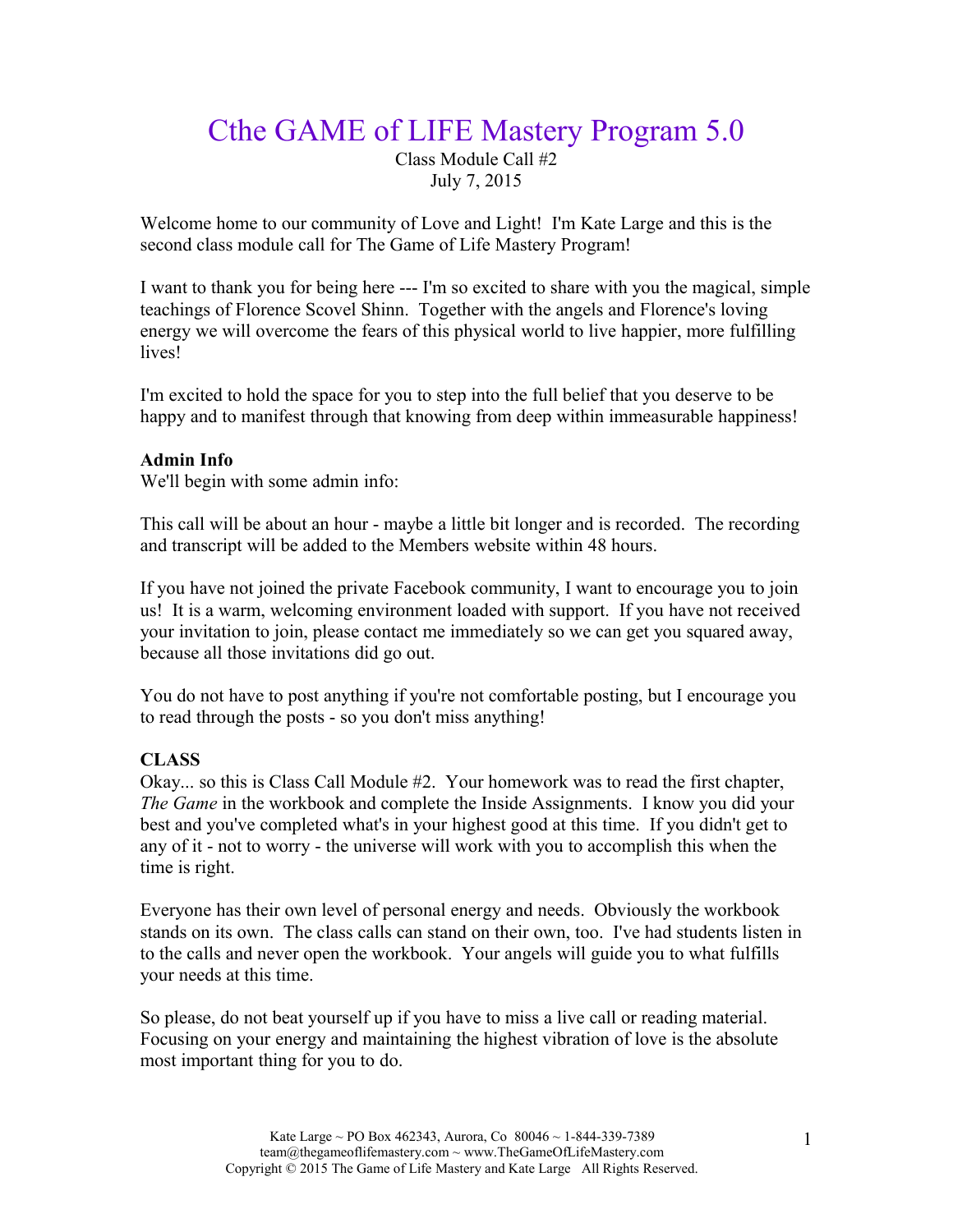# Cthe GAME of LIFE Mastery Program 5.0

Class Module Call #2
July 7, 2015

Welcome home to our community of Love and Light! I'm Kate Large and this is the second class module call for The Game of Life Mastery Program!

I want to thank you for being here --- I'm so excited to share with you the magical, simple teachings of Florence Scovel Shinn. Together with the angels and Florence's loving energy we will overcome the fears of this physical world to live happier, more fulfilling lives!

I'm excited to hold the space for you to step into the full belief that you deserve to be happy and to manifest through that knowing from deep within immeasurable happiness!

**Admin Info**

We'll begin with some admin info:

This call will be about an hour - maybe a little bit longer and is recorded. The recording and transcript will be added to the Members website within 48 hours.

If you have not joined the private Facebook community, I want to encourage you to join us! It is a warm, welcoming environment loaded with support. If you have not received your invitation to join, please contact me immediately so we can get you squared away, because all those invitations did go out.

You do not have to post anything if you're not comfortable posting, but I encourage you to read through the posts - so you don't miss anything!

**CLASS**

Okay... so this is Class Call Module #2. Your homework was to read the first chapter, *The Game* in the workbook and complete the Inside Assignments. I know you did your best and you've completed what's in your highest good at this time. If you didn't get to any of it - not to worry - the universe will work with you to accomplish this when the time is right.

Everyone has their own level of personal energy and needs. Obviously the workbook stands on its own. The class calls can stand on their own, too. I've had students listen in to the calls and never open the workbook. Your angels will guide you to what fulfills your needs at this time.

So please, do not beat yourself up if you have to miss a live call or reading material. Focusing on your energy and maintaining the highest vibration of love is the absolute most important thing for you to do.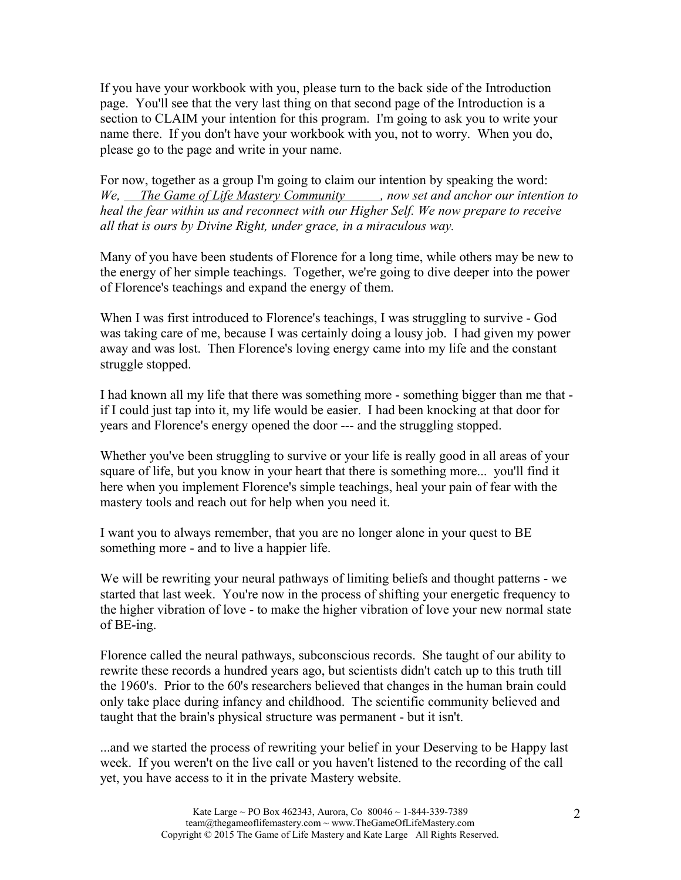If you have your workbook with you, please turn to the back side of the Introduction page. You'll see that the very last thing on that second page of the Introduction is a section to CLAIM your intention for this program. I'm going to ask you to write your name there. If you don't have your workbook with you, not to worry. When you do, please go to the page and write in your name.

For now, together as a group I'm going to claim our intention by speaking the word:
*We, The Game of Life Mastery Community, now set and anchor our intention to heal the fear within us and reconnect with our Higher Self. We now prepare to receive all that is ours by Divine Right, under grace, in a miraculous way.*

Many of you have been students of Florence for a long time, while others may be new to the energy of her simple teachings. Together, we're going to dive deeper into the power of Florence's teachings and expand the energy of them.

When I was first introduced to Florence's teachings, I was struggling to survive - God was taking care of me, because I was certainly doing a lousy job. I had given my power away and was lost. Then Florence's loving energy came into my life and the constant struggle stopped.

I had known all my life that there was something more - something bigger than me that - if I could just tap into it, my life would be easier. I had been knocking at that door for years and Florence's energy opened the door --- and the struggling stopped.

Whether you've been struggling to survive or your life is really good in all areas of your square of life, but you know in your heart that there is something more... you'll find it here when you implement Florence's simple teachings, heal your pain of fear with the mastery tools and reach out for help when you need it.

I want you to always remember, that you are no longer alone in your quest to BE something more - and to live a happier life.

We will be rewriting your neural pathways of limiting beliefs and thought patterns - we started that last week. You're now in the process of shifting your energetic frequency to the higher vibration of love - to make the higher vibration of love your new normal state of BE-ing.

Florence called the neural pathways, subconscious records. She taught of our ability to rewrite these records a hundred years ago, but scientists didn't catch up to this truth till the 1960's. Prior to the 60's researchers believed that changes in the human brain could only take place during infancy and childhood. The scientific community believed and taught that the brain's physical structure was permanent - but it isn't.

...and we started the process of rewriting your belief in your Deserving to be Happy last week. If you weren't on the live call or you haven't listened to the recording of the call yet, you have access to it in the private Mastery website.

Kate Large ~ PO Box 462343, Aurora, Co 80046 ~ 1-844-339-7389
team@thegameoflifemastery.com ~ www.TheGameOfLifeMastery.com
Copyright © 2015 The Game of Life Mastery and Kate Large All Rights Reserved.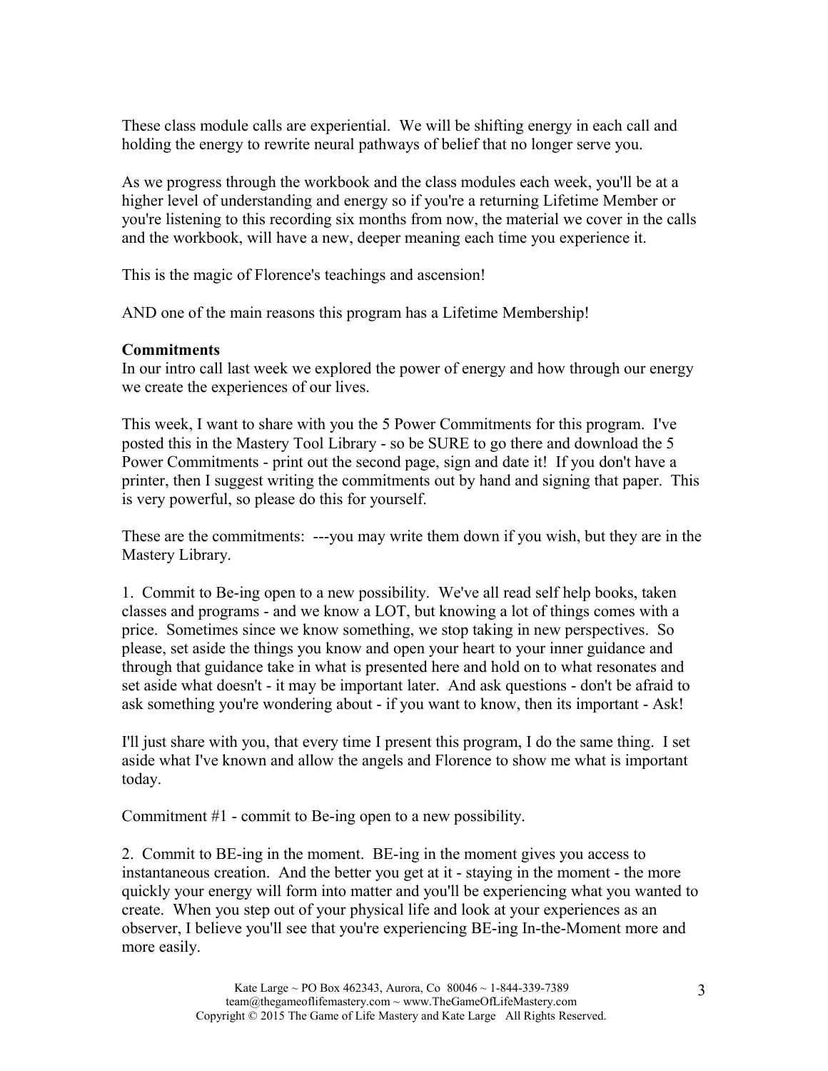These class module calls are experiential. We will be shifting energy in each call and holding the energy to rewrite neural pathways of belief that no longer serve you.

As we progress through the workbook and the class modules each week, you'll be at a higher level of understanding and energy so if you're a returning Lifetime Member or you're listening to this recording six months from now, the material we cover in the calls and the workbook, will have a new, deeper meaning each time you experience it.

This is the magic of Florence's teachings and ascension!

AND one of the main reasons this program has a Lifetime Membership!

**Commitments**

In our intro call last week we explored the power of energy and how through our energy we create the experiences of our lives.

This week, I want to share with you the 5 Power Commitments for this program. I've posted this in the Mastery Tool Library - so be SURE to go there and download the 5 Power Commitments - print out the second page, sign and date it! If you don't have a printer, then I suggest writing the commitments out by hand and signing that paper. This is very powerful, so please do this for yourself.

These are the commitments: ---you may write them down if you wish, but they are in the Mastery Library.

1. Commit to Be-ing open to a new possibility. We've all read self help books, taken classes and programs - and we know a LOT, but knowing a lot of things comes with a price. Sometimes since we know something, we stop taking in new perspectives. So please, set aside the things you know and open your heart to your inner guidance and through that guidance take in what is presented here and hold on to what resonates and set aside what doesn't - it may be important later. And ask questions - don't be afraid to ask something you're wondering about - if you want to know, then its important - Ask!

I'll just share with you, that every time I present this program, I do the same thing. I set aside what I've known and allow the angels and Florence to show me what is important today.

Commitment #1 - commit to Be-ing open to a new possibility.

2. Commit to BE-ing in the moment. BE-ing in the moment gives you access to instantaneous creation. And the better you get at it - staying in the moment - the more quickly your energy will form into matter and you'll be experiencing what you wanted to create. When you step out of your physical life and look at your experiences as an observer, I believe you'll see that you're experiencing BE-ing In-the-Moment more and more easily.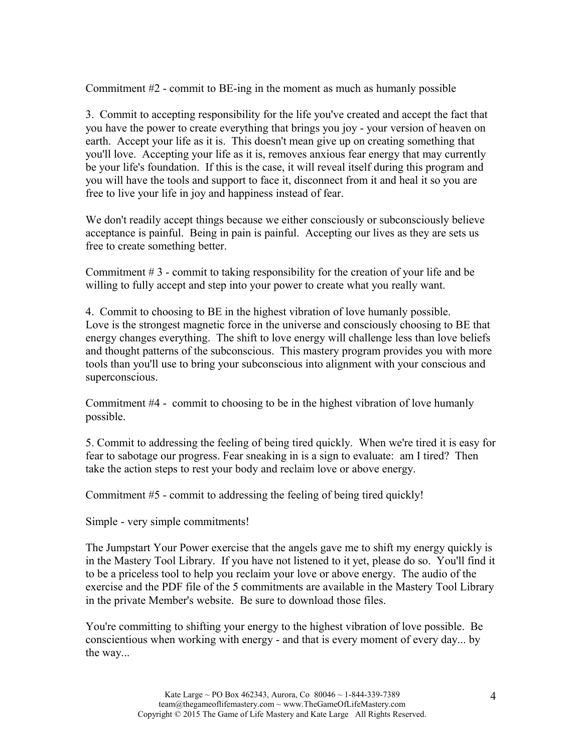Commitment #2 - commit to BE-ing in the moment as much as humanly possible

3. Commit to accepting responsibility for the life you've created and accept the fact that you have the power to create everything that brings you joy - your version of heaven on earth. Accept your life as it is. This doesn't mean give up on creating something that you'll love. Accepting your life as it is, removes anxious fear energy that may currently be your life's foundation. If this is the case, it will reveal itself during this program and you will have the tools and support to face it, disconnect from it and heal it so you are free to live your life in joy and happiness instead of fear.

We don't readily accept things because we either consciously or subconsciously believe acceptance is painful. Being in pain is painful. Accepting our lives as they are sets us free to create something better.

Commitment # 3 - commit to taking responsibility for the creation of your life and be willing to fully accept and step into your power to create what you really want.

4. Commit to choosing to BE in the highest vibration of love humanly possible.
Love is the strongest magnetic force in the universe and consciously choosing to BE that energy changes everything. The shift to love energy will challenge less than love beliefs and thought patterns of the subconscious. This mastery program provides you with more tools than you'll use to bring your subconscious into alignment with your conscious and superconscious.

Commitment #4 - commit to choosing to be in the highest vibration of love humanly possible.

5. Commit to addressing the feeling of being tired quickly. When we're tired it is easy for fear to sabotage our progress. Fear sneaking in is a sign to evaluate: am I tired? Then take the action steps to rest your body and reclaim love or above energy.

Commitment #5 - commit to addressing the feeling of being tired quickly!

Simple - very simple commitments!

The Jumpstart Your Power exercise that the angels gave me to shift my energy quickly is in the Mastery Tool Library. If you have not listened to it yet, please do so. You'll find it to be a priceless tool to help you reclaim your love or above energy. The audio of the exercise and the PDF file of the 5 commitments are available in the Mastery Tool Library in the private Member's website. Be sure to download those files.

You're committing to shifting your energy to the highest vibration of love possible. Be conscientious when working with energy - and that is every moment of every day... by the way...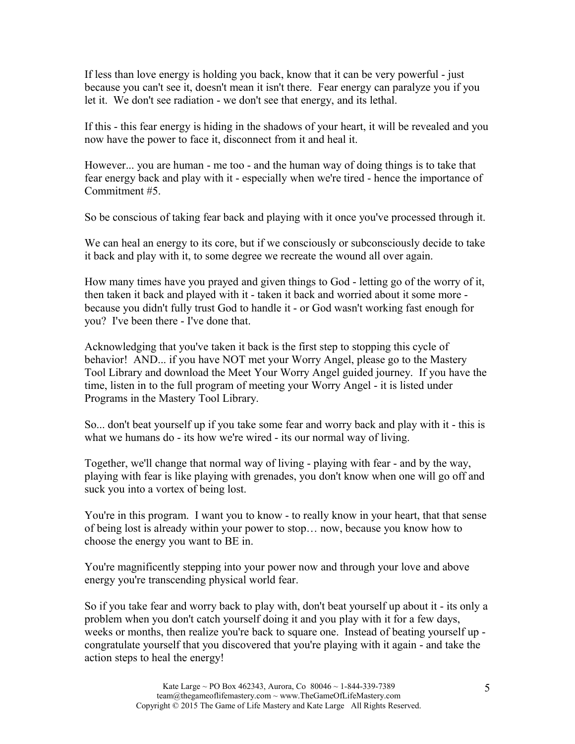If less than love energy is holding you back, know that it can be very powerful - just because you can't see it, doesn't mean it isn't there. Fear energy can paralyze you if you let it. We don't see radiation - we don't see that energy, and its lethal.

If this - this fear energy is hiding in the shadows of your heart, it will be revealed and you now have the power to face it, disconnect from it and heal it.

However... you are human - me too - and the human way of doing things is to take that fear energy back and play with it - especially when we're tired - hence the importance of Commitment #5.

So be conscious of taking fear back and playing with it once you've processed through it.

We can heal an energy to its core, but if we consciously or subconsciously decide to take it back and play with it, to some degree we recreate the wound all over again.

How many times have you prayed and given things to God - letting go of the worry of it, then taken it back and played with it - taken it back and worried about it some more - because you didn't fully trust God to handle it - or God wasn't working fast enough for you? I've been there - I've done that.

Acknowledging that you've taken it back is the first step to stopping this cycle of behavior! AND... if you have NOT met your Worry Angel, please go to the Mastery Tool Library and download the Meet Your Worry Angel guided journey. If you have the time, listen in to the full program of meeting your Worry Angel - it is listed under Programs in the Mastery Tool Library.

So... don't beat yourself up if you take some fear and worry back and play with it - this is what we humans do - its how we're wired - its our normal way of living.

Together, we'll change that normal way of living - playing with fear - and by the way, playing with fear is like playing with grenades, you don't know when one will go off and suck you into a vortex of being lost.

You're in this program. I want you to know - to really know in your heart, that that sense of being lost is already within your power to stop… now, because you know how to choose the energy you want to BE in.

You're magnificently stepping into your power now and through your love and above energy you're transcending physical world fear.

So if you take fear and worry back to play with, don't beat yourself up about it - its only a problem when you don't catch yourself doing it and you play with it for a few days, weeks or months, then realize you're back to square one. Instead of beating yourself up - congratulate yourself that you discovered that you're playing with it again - and take the action steps to heal the energy!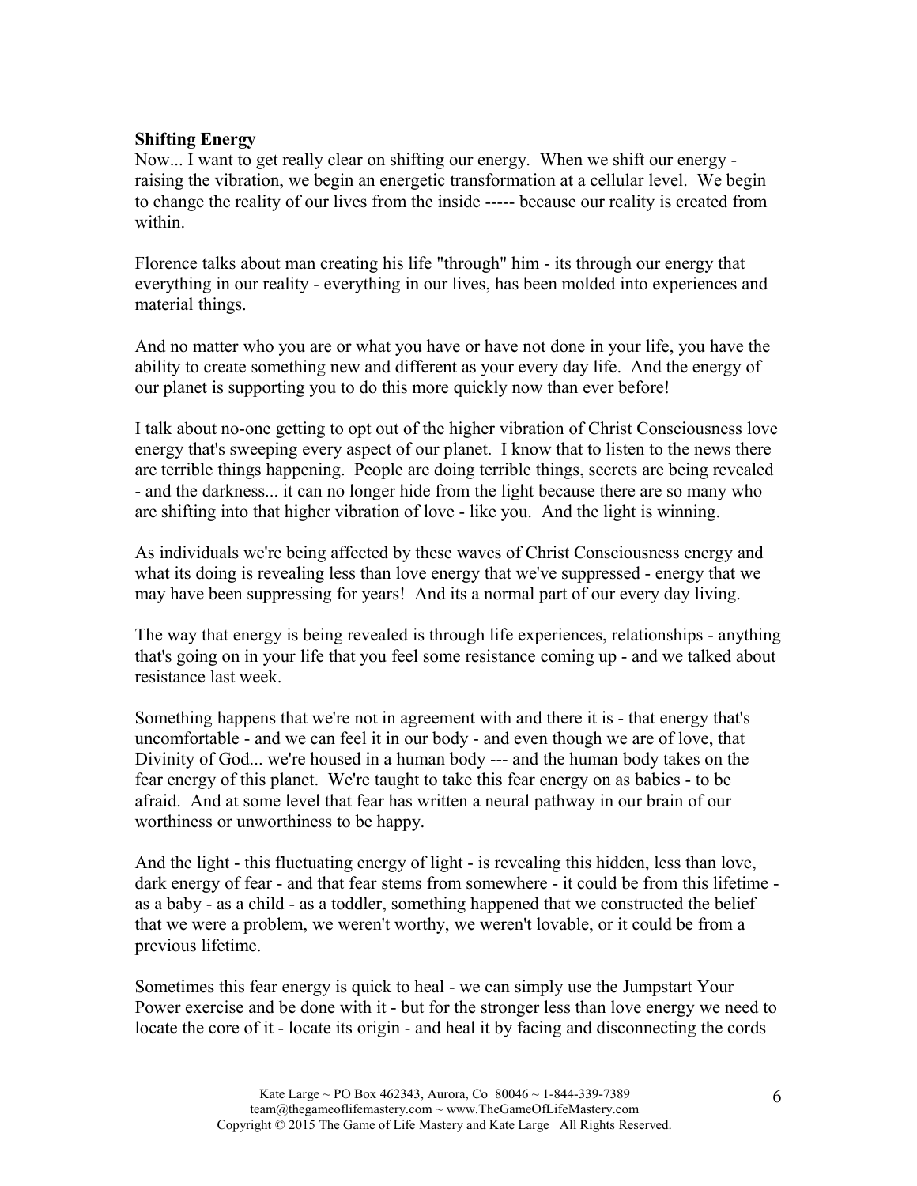**Shifting Energy**

Now... I want to get really clear on shifting our energy. When we shift our energy - raising the vibration, we begin an energetic transformation at a cellular level. We begin to change the reality of our lives from the inside ----- because our reality is created from within.

Florence talks about man creating his life "through" him - its through our energy that everything in our reality - everything in our lives, has been molded into experiences and material things.

And no matter who you are or what you have or have not done in your life, you have the ability to create something new and different as your every day life. And the energy of our planet is supporting you to do this more quickly now than ever before!

I talk about no-one getting to opt out of the higher vibration of Christ Consciousness love energy that's sweeping every aspect of our planet. I know that to listen to the news there are terrible things happening. People are doing terrible things, secrets are being revealed - and the darkness... it can no longer hide from the light because there are so many who are shifting into that higher vibration of love - like you. And the light is winning.

As individuals we're being affected by these waves of Christ Consciousness energy and what its doing is revealing less than love energy that we've suppressed - energy that we may have been suppressing for years! And its a normal part of our every day living.

The way that energy is being revealed is through life experiences, relationships - anything that's going on in your life that you feel some resistance coming up - and we talked about resistance last week.

Something happens that we're not in agreement with and there it is - that energy that's uncomfortable - and we can feel it in our body - and even though we are of love, that Divinity of God... we're housed in a human body --- and the human body takes on the fear energy of this planet. We're taught to take this fear energy on as babies - to be afraid. And at some level that fear has written a neural pathway in our brain of our worthiness or unworthiness to be happy.

And the light - this fluctuating energy of light - is revealing this hidden, less than love, dark energy of fear - and that fear stems from somewhere - it could be from this lifetime - as a baby - as a child - as a toddler, something happened that we constructed the belief that we were a problem, we weren't worthy, we weren't lovable, or it could be from a previous lifetime.

Sometimes this fear energy is quick to heal - we can simply use the Jumpstart Your Power exercise and be done with it - but for the stronger less than love energy we need to locate the core of it - locate its origin - and heal it by facing and disconnecting the cords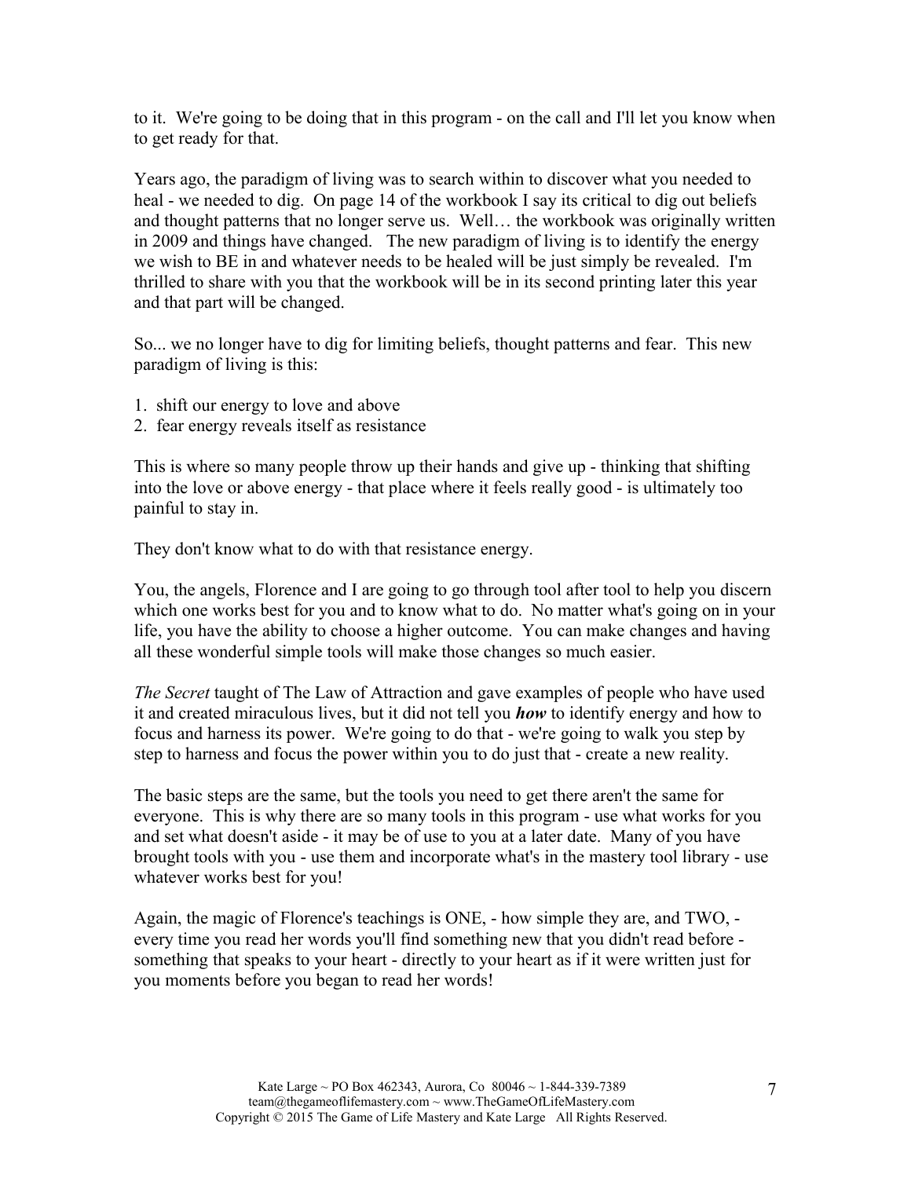to it. We're going to be doing that in this program - on the call and I'll let you know when to get ready for that.

Years ago, the paradigm of living was to search within to discover what you needed to heal - we needed to dig. On page 14 of the workbook I say its critical to dig out beliefs and thought patterns that no longer serve us. Well… the workbook was originally written in 2009 and things have changed. The new paradigm of living is to identify the energy we wish to BE in and whatever needs to be healed will be just simply be revealed. I'm thrilled to share with you that the workbook will be in its second printing later this year and that part will be changed.

So... we no longer have to dig for limiting beliefs, thought patterns and fear. This new paradigm of living is this:

1. shift our energy to love and above
2. fear energy reveals itself as resistance

This is where so many people throw up their hands and give up - thinking that shifting into the love or above energy - that place where it feels really good - is ultimately too painful to stay in.

They don't know what to do with that resistance energy.

You, the angels, Florence and I are going to go through tool after tool to help you discern which one works best for you and to know what to do. No matter what's going on in your life, you have the ability to choose a higher outcome. You can make changes and having all these wonderful simple tools will make those changes so much easier.

*The Secret* taught of The Law of Attraction and gave examples of people who have used it and created miraculous lives, but it did not tell you ***how*** to identify energy and how to focus and harness its power. We're going to do that - we're going to walk you step by step to harness and focus the power within you to do just that - create a new reality.

The basic steps are the same, but the tools you need to get there aren't the same for everyone. This is why there are so many tools in this program - use what works for you and set what doesn't aside - it may be of use to you at a later date. Many of you have brought tools with you - use them and incorporate what's in the mastery tool library - use whatever works best for you!

Again, the magic of Florence's teachings is ONE, - how simple they are, and TWO, - every time you read her words you'll find something new that you didn't read before - something that speaks to your heart - directly to your heart as if it were written just for you moments before you began to read her words!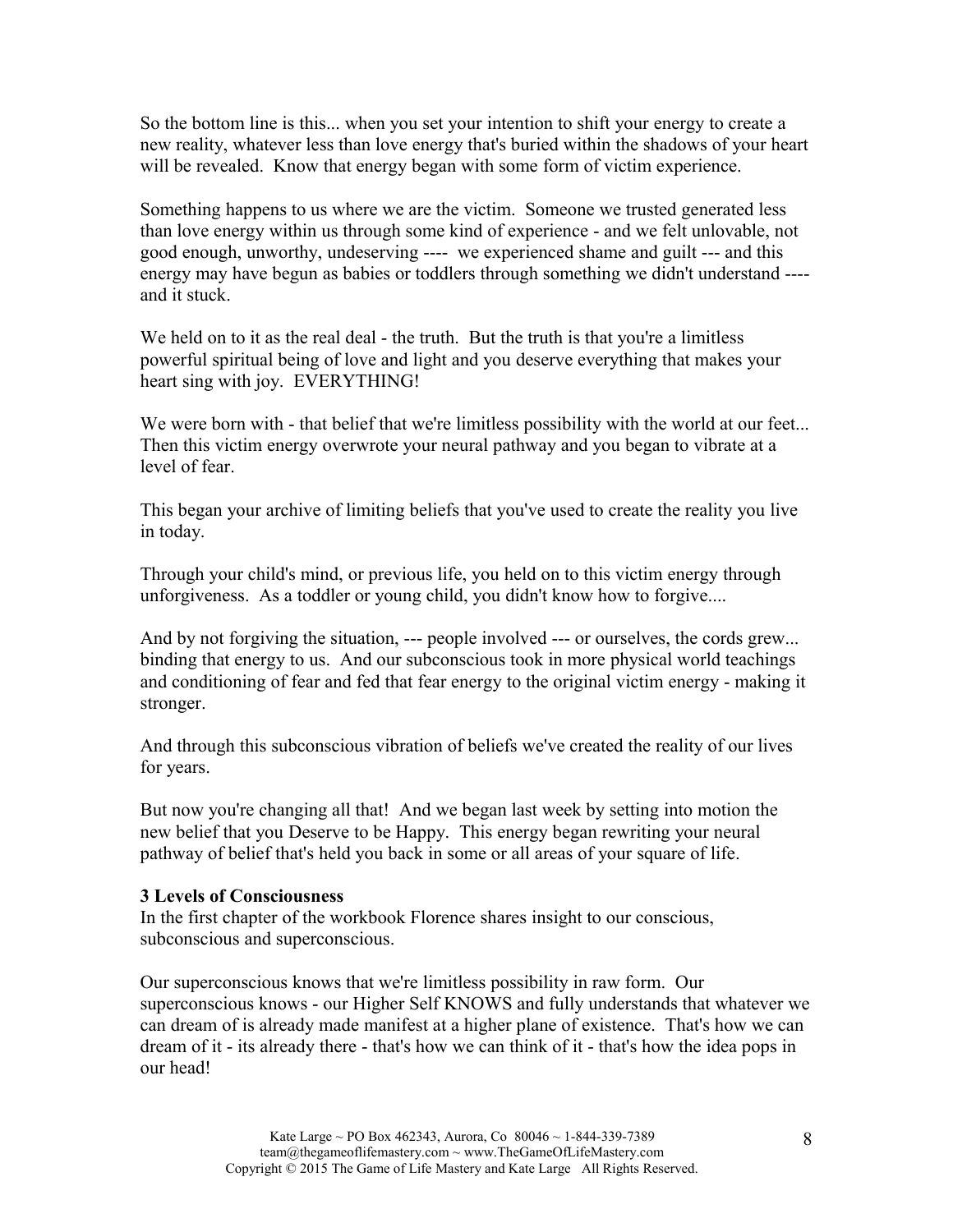So the bottom line is this... when you set your intention to shift your energy to create a new reality, whatever less than love energy that's buried within the shadows of your heart will be revealed. Know that energy began with some form of victim experience.

Something happens to us where we are the victim. Someone we trusted generated less than love energy within us through some kind of experience - and we felt unlovable, not good enough, unworthy, undeserving ---- we experienced shame and guilt --- and this energy may have begun as babies or toddlers through something we didn't understand ---- and it stuck.

We held on to it as the real deal - the truth. But the truth is that you're a limitless powerful spiritual being of love and light and you deserve everything that makes your heart sing with joy. EVERYTHING!

We were born with - that belief that we're limitless possibility with the world at our feet... Then this victim energy overwrote your neural pathway and you began to vibrate at a level of fear.

This began your archive of limiting beliefs that you've used to create the reality you live in today.

Through your child's mind, or previous life, you held on to this victim energy through unforgiveness. As a toddler or young child, you didn't know how to forgive....

And by not forgiving the situation, --- people involved --- or ourselves, the cords grew... binding that energy to us. And our subconscious took in more physical world teachings and conditioning of fear and fed that fear energy to the original victim energy - making it stronger.

And through this subconscious vibration of beliefs we've created the reality of our lives for years.

But now you're changing all that! And we began last week by setting into motion the new belief that you Deserve to be Happy. This energy began rewriting your neural pathway of belief that's held you back in some or all areas of your square of life.

**3 Levels of Consciousness**

In the first chapter of the workbook Florence shares insight to our conscious, subconscious and superconscious.

Our superconscious knows that we're limitless possibility in raw form. Our superconscious knows - our Higher Self KNOWS and fully understands that whatever we can dream of is already made manifest at a higher plane of existence. That's how we can dream of it - its already there - that's how we can think of it - that's how the idea pops in our head!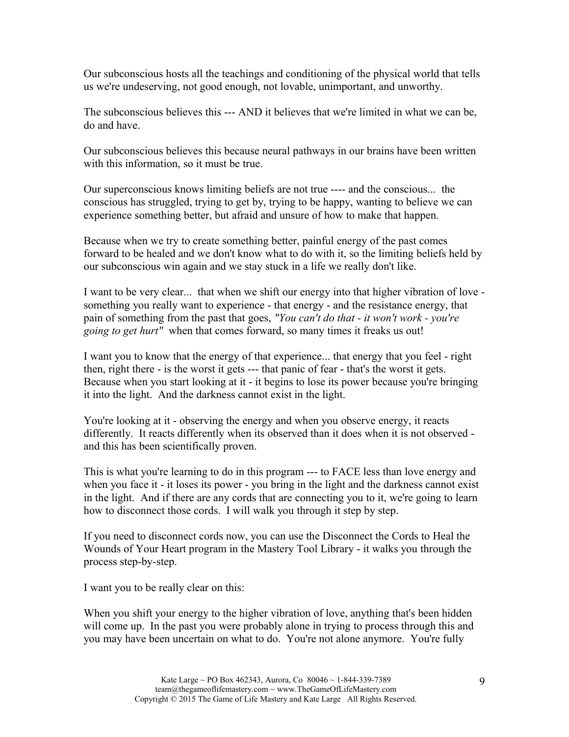Our subconscious hosts all the teachings and conditioning of the physical world that tells us we're undeserving, not good enough, not lovable, unimportant, and unworthy.

The subconscious believes this --- AND it believes that we're limited in what we can be, do and have.

Our subconscious believes this because neural pathways in our brains have been written with this information, so it must be true.

Our superconscious knows limiting beliefs are not true ---- and the conscious... the conscious has struggled, trying to get by, trying to be happy, wanting to believe we can experience something better, but afraid and unsure of how to make that happen.

Because when we try to create something better, painful energy of the past comes forward to be healed and we don't know what to do with it, so the limiting beliefs held by our subconscious win again and we stay stuck in a life we really don't like.

I want to be very clear... that when we shift our energy into that higher vibration of love - something you really want to experience - that energy - and the resistance energy, that pain of something from the past that goes, *"You can't do that - it won't work - you're going to get hurt"* when that comes forward, so many times it freaks us out!

I want you to know that the energy of that experience... that energy that you feel - right then, right there - is the worst it gets --- that panic of fear - that's the worst it gets. Because when you start looking at it - it begins to lose its power because you're bringing it into the light. And the darkness cannot exist in the light.

You're looking at it - observing the energy and when you observe energy, it reacts differently. It reacts differently when its observed than it does when it is not observed - and this has been scientifically proven.

This is what you're learning to do in this program --- to FACE less than love energy and when you face it - it loses its power - you bring in the light and the darkness cannot exist in the light. And if there are any cords that are connecting you to it, we're going to learn how to disconnect those cords. I will walk you through it step by step.

If you need to disconnect cords now, you can use the Disconnect the Cords to Heal the Wounds of Your Heart program in the Mastery Tool Library - it walks you through the process step-by-step.

I want you to be really clear on this:

When you shift your energy to the higher vibration of love, anything that's been hidden will come up. In the past you were probably alone in trying to process through this and you may have been uncertain on what to do. You're not alone anymore. You're fully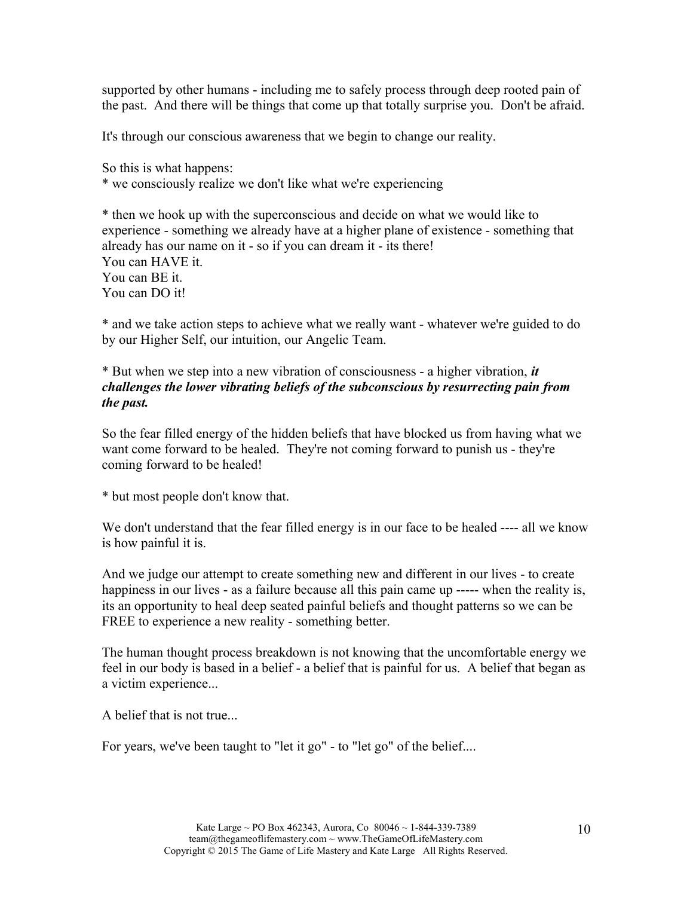supported by other humans - including me to safely process through deep rooted pain of the past. And there will be things that come up that totally surprise you. Don't be afraid.

It's through our conscious awareness that we begin to change our reality.

So this is what happens:
* we consciously realize we don't like what we're experiencing

* then we hook up with the superconscious and decide on what we would like to experience - something we already have at a higher plane of existence - something that already has our name on it - so if you can dream it - its there!
You can HAVE it.
You can BE it.
You can DO it!

* and we take action steps to achieve what we really want - whatever we're guided to do by our Higher Self, our intuition, our Angelic Team.

* But when we step into a new vibration of consciousness - a higher vibration, ***it challenges the lower vibrating beliefs of the subconscious by resurrecting pain from the past.***

So the fear filled energy of the hidden beliefs that have blocked us from having what we want come forward to be healed. They're not coming forward to punish us - they're coming forward to be healed!

* but most people don't know that.

We don't understand that the fear filled energy is in our face to be healed ---- all we know is how painful it is.

And we judge our attempt to create something new and different in our lives - to create happiness in our lives - as a failure because all this pain came up ----- when the reality is, its an opportunity to heal deep seated painful beliefs and thought patterns so we can be FREE to experience a new reality - something better.

The human thought process breakdown is not knowing that the uncomfortable energy we feel in our body is based in a belief - a belief that is painful for us. A belief that began as a victim experience...

A belief that is not true...

For years, we've been taught to "let it go" - to "let go" of the belief....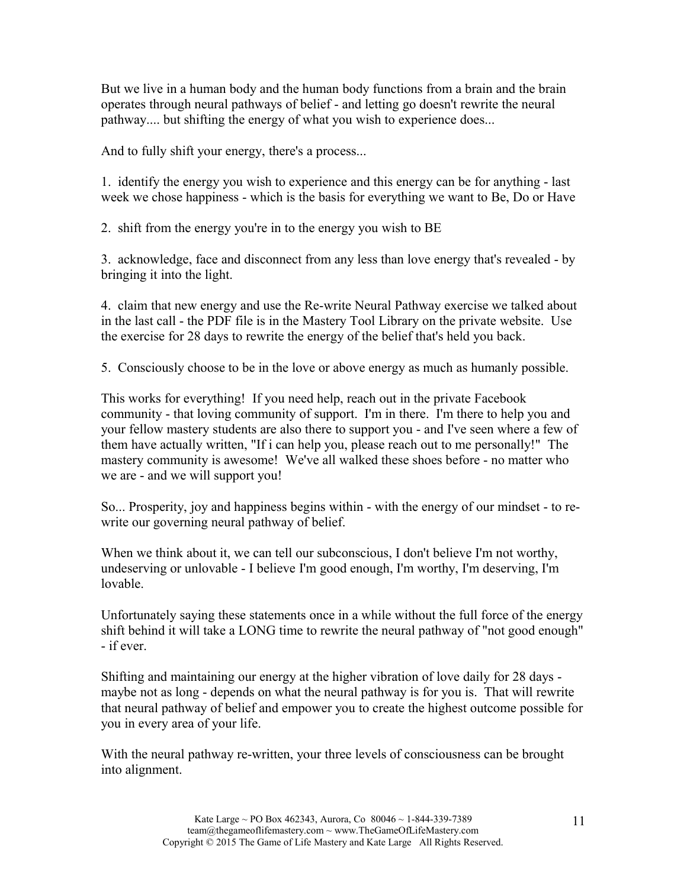But we live in a human body and the human body functions from a brain and the brain operates through neural pathways of belief - and letting go doesn't rewrite the neural pathway.... but shifting the energy of what you wish to experience does...

And to fully shift your energy, there's a process...

1. identify the energy you wish to experience and this energy can be for anything - last week we chose happiness - which is the basis for everything we want to Be, Do or Have

2. shift from the energy you're in to the energy you wish to BE

3. acknowledge, face and disconnect from any less than love energy that's revealed - by bringing it into the light.

4. claim that new energy and use the Re-write Neural Pathway exercise we talked about in the last call - the PDF file is in the Mastery Tool Library on the private website. Use the exercise for 28 days to rewrite the energy of the belief that's held you back.

5. Consciously choose to be in the love or above energy as much as humanly possible.

This works for everything! If you need help, reach out in the private Facebook community - that loving community of support. I'm in there. I'm there to help you and your fellow mastery students are also there to support you - and I've seen where a few of them have actually written, "If i can help you, please reach out to me personally!" The mastery community is awesome! We've all walked these shoes before - no matter who we are - and we will support you!

So... Prosperity, joy and happiness begins within - with the energy of our mindset - to re-write our governing neural pathway of belief.

When we think about it, we can tell our subconscious, I don't believe I'm not worthy, undeserving or unlovable - I believe I'm good enough, I'm worthy, I'm deserving, I'm lovable.

Unfortunately saying these statements once in a while without the full force of the energy shift behind it will take a LONG time to rewrite the neural pathway of "not good enough" - if ever.

Shifting and maintaining our energy at the higher vibration of love daily for 28 days - maybe not as long - depends on what the neural pathway is for you is. That will rewrite that neural pathway of belief and empower you to create the highest outcome possible for you in every area of your life.

With the neural pathway re-written, your three levels of consciousness can be brought into alignment.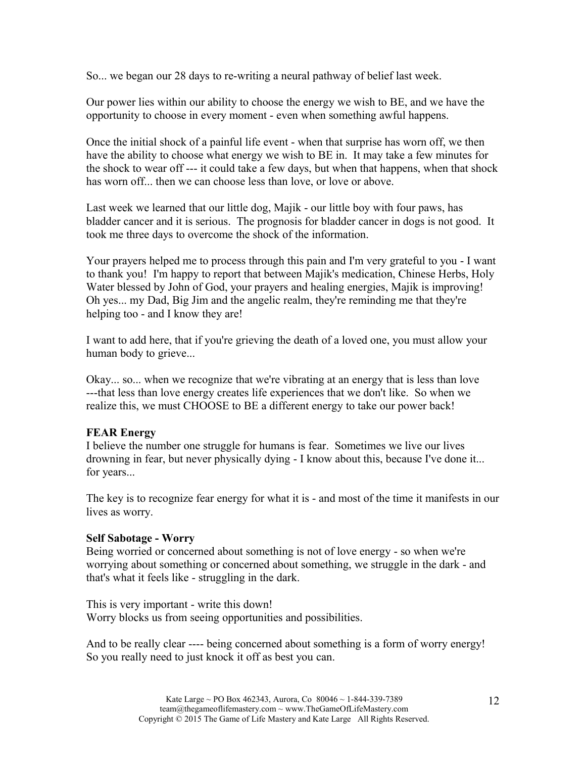So... we began our 28 days to re-writing a neural pathway of belief last week.

Our power lies within our ability to choose the energy we wish to BE, and we have the opportunity to choose in every moment - even when something awful happens.

Once the initial shock of a painful life event - when that surprise has worn off, we then have the ability to choose what energy we wish to BE in. It may take a few minutes for the shock to wear off --- it could take a few days, but when that happens, when that shock has worn off... then we can choose less than love, or love or above.

Last week we learned that our little dog, Majik - our little boy with four paws, has bladder cancer and it is serious. The prognosis for bladder cancer in dogs is not good. It took me three days to overcome the shock of the information.

Your prayers helped me to process through this pain and I'm very grateful to you - I want to thank you! I'm happy to report that between Majik's medication, Chinese Herbs, Holy Water blessed by John of God, your prayers and healing energies, Majik is improving! Oh yes... my Dad, Big Jim and the angelic realm, they're reminding me that they're helping too - and I know they are!

I want to add here, that if you're grieving the death of a loved one, you must allow your human body to grieve...

Okay... so... when we recognize that we're vibrating at an energy that is less than love ---that less than love energy creates life experiences that we don't like. So when we realize this, we must CHOOSE to BE a different energy to take our power back!

**FEAR Energy**
I believe the number one struggle for humans is fear. Sometimes we live our lives drowning in fear, but never physically dying - I know about this, because I've done it... for years...

The key is to recognize fear energy for what it is - and most of the time it manifests in our lives as worry.

**Self Sabotage - Worry**
Being worried or concerned about something is not of love energy - so when we're worrying about something or concerned about something, we struggle in the dark - and that's what it feels like - struggling in the dark.

This is very important - write this down!
Worry blocks us from seeing opportunities and possibilities.

And to be really clear ---- being concerned about something is a form of worry energy! So you really need to just knock it off as best you can.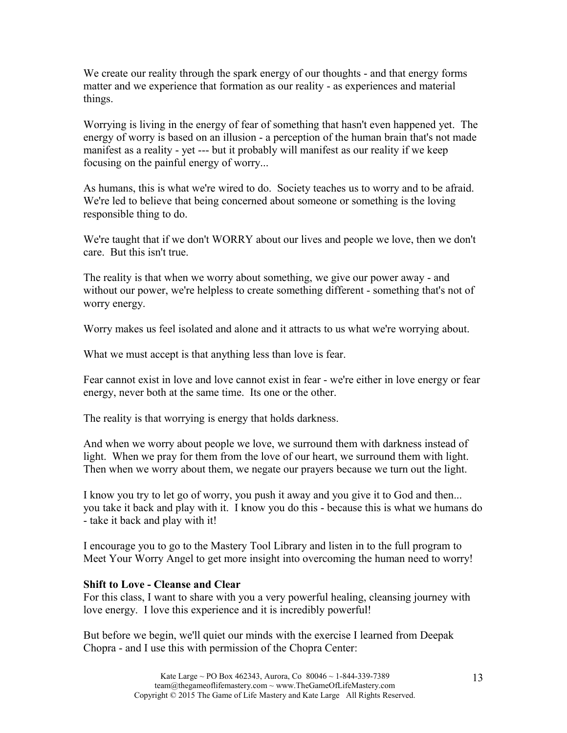We create our reality through the spark energy of our thoughts - and that energy forms matter and we experience that formation as our reality - as experiences and material things.

Worrying is living in the energy of fear of something that hasn't even happened yet. The energy of worry is based on an illusion - a perception of the human brain that's not made manifest as a reality - yet --- but it probably will manifest as our reality if we keep focusing on the painful energy of worry...

As humans, this is what we're wired to do. Society teaches us to worry and to be afraid. We're led to believe that being concerned about someone or something is the loving responsible thing to do.

We're taught that if we don't WORRY about our lives and people we love, then we don't care. But this isn't true.

The reality is that when we worry about something, we give our power away - and without our power, we're helpless to create something different - something that's not of worry energy.

Worry makes us feel isolated and alone and it attracts to us what we're worrying about.

What we must accept is that anything less than love is fear.

Fear cannot exist in love and love cannot exist in fear - we're either in love energy or fear energy, never both at the same time. Its one or the other.

The reality is that worrying is energy that holds darkness.

And when we worry about people we love, we surround them with darkness instead of light. When we pray for them from the love of our heart, we surround them with light. Then when we worry about them, we negate our prayers because we turn out the light.

I know you try to let go of worry, you push it away and you give it to God and then... you take it back and play with it. I know you do this - because this is what we humans do - take it back and play with it!

I encourage you to go to the Mastery Tool Library and listen in to the full program to Meet Your Worry Angel to get more insight into overcoming the human need to worry!

**Shift to Love - Cleanse and Clear**

For this class, I want to share with you a very powerful healing, cleansing journey with love energy. I love this experience and it is incredibly powerful!

But before we begin, we'll quiet our minds with the exercise I learned from Deepak Chopra - and I use this with permission of the Chopra Center: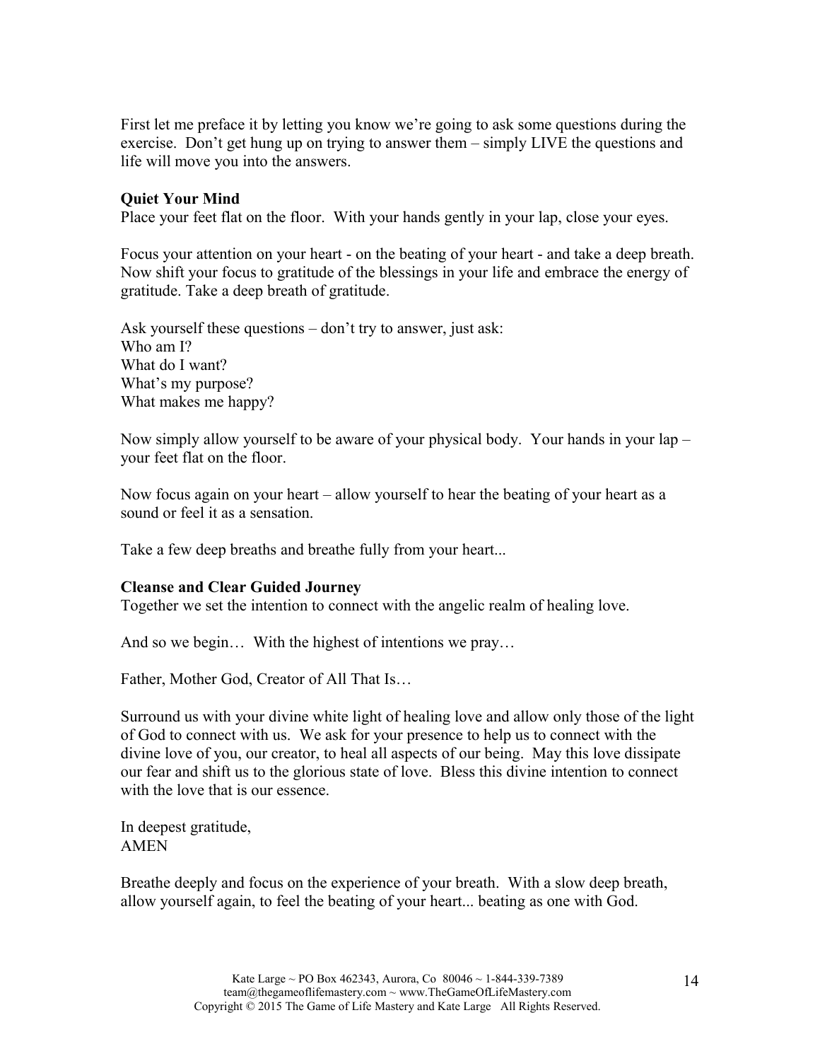First let me preface it by letting you know we're going to ask some questions during the exercise. Don't get hung up on trying to answer them – simply LIVE the questions and life will move you into the answers.

**Quiet Your Mind**

Place your feet flat on the floor. With your hands gently in your lap, close your eyes.

Focus your attention on your heart - on the beating of your heart - and take a deep breath. Now shift your focus to gratitude of the blessings in your life and embrace the energy of gratitude. Take a deep breath of gratitude.

Ask yourself these questions – don't try to answer, just ask:
Who am I?
What do I want?
What's my purpose?
What makes me happy?

Now simply allow yourself to be aware of your physical body. Your hands in your lap – your feet flat on the floor.

Now focus again on your heart – allow yourself to hear the beating of your heart as a sound or feel it as a sensation.

Take a few deep breaths and breathe fully from your heart...

**Cleanse and Clear Guided Journey**

Together we set the intention to connect with the angelic realm of healing love.

And so we begin… With the highest of intentions we pray…

Father, Mother God, Creator of All That Is…

Surround us with your divine white light of healing love and allow only those of the light of God to connect with us. We ask for your presence to help us to connect with the divine love of you, our creator, to heal all aspects of our being. May this love dissipate our fear and shift us to the glorious state of love. Bless this divine intention to connect with the love that is our essence.

In deepest gratitude,
AMEN

Breathe deeply and focus on the experience of your breath. With a slow deep breath, allow yourself again, to feel the beating of your heart... beating as one with God.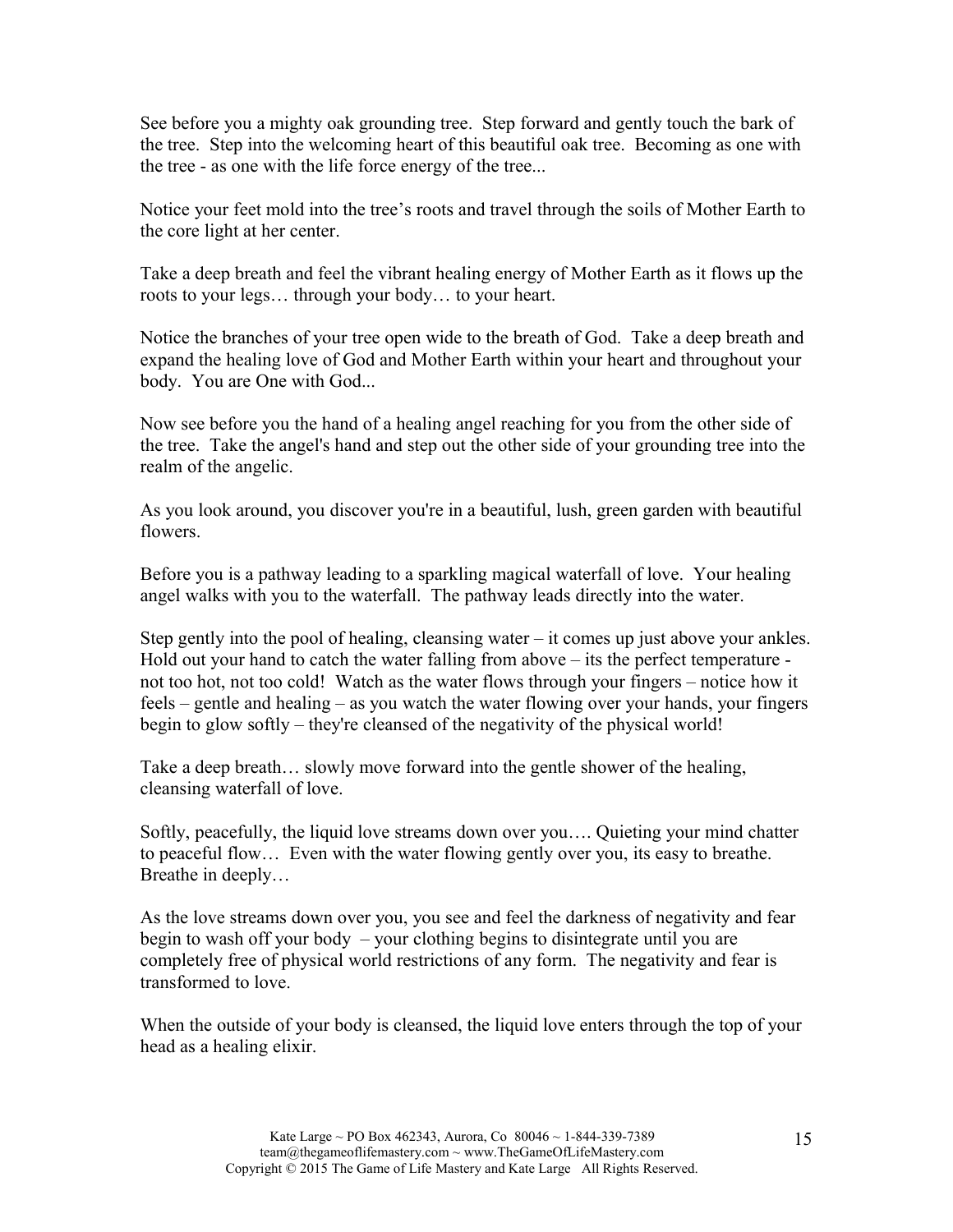See before you a mighty oak grounding tree. Step forward and gently touch the bark of the tree. Step into the welcoming heart of this beautiful oak tree. Becoming as one with the tree - as one with the life force energy of the tree...

Notice your feet mold into the tree's roots and travel through the soils of Mother Earth to the core light at her center.

Take a deep breath and feel the vibrant healing energy of Mother Earth as it flows up the roots to your legs… through your body… to your heart.

Notice the branches of your tree open wide to the breath of God. Take a deep breath and expand the healing love of God and Mother Earth within your heart and throughout your body. You are One with God...

Now see before you the hand of a healing angel reaching for you from the other side of the tree. Take the angel's hand and step out the other side of your grounding tree into the realm of the angelic.

As you look around, you discover you're in a beautiful, lush, green garden with beautiful flowers.

Before you is a pathway leading to a sparkling magical waterfall of love. Your healing angel walks with you to the waterfall. The pathway leads directly into the water.

Step gently into the pool of healing, cleansing water – it comes up just above your ankles. Hold out your hand to catch the water falling from above – its the perfect temperature - not too hot, not too cold! Watch as the water flows through your fingers – notice how it feels – gentle and healing – as you watch the water flowing over your hands, your fingers begin to glow softly – they're cleansed of the negativity of the physical world!

Take a deep breath… slowly move forward into the gentle shower of the healing, cleansing waterfall of love.

Softly, peacefully, the liquid love streams down over you…. Quieting your mind chatter to peaceful flow… Even with the water flowing gently over you, its easy to breathe. Breathe in deeply…

As the love streams down over you, you see and feel the darkness of negativity and fear begin to wash off your body – your clothing begins to disintegrate until you are completely free of physical world restrictions of any form. The negativity and fear is transformed to love.

When the outside of your body is cleansed, the liquid love enters through the top of your head as a healing elixir.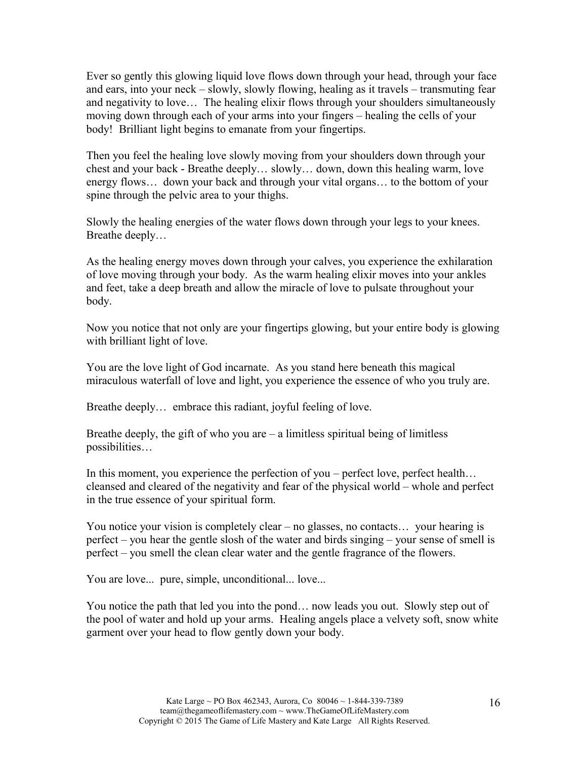Ever so gently this glowing liquid love flows down through your head, through your face and ears, into your neck – slowly, slowly flowing, healing as it travels – transmuting fear and negativity to love… The healing elixir flows through your shoulders simultaneously moving down through each of your arms into your fingers – healing the cells of your body! Brilliant light begins to emanate from your fingertips.

Then you feel the healing love slowly moving from your shoulders down through your chest and your back - Breathe deeply… slowly… down, down this healing warm, love energy flows… down your back and through your vital organs… to the bottom of your spine through the pelvic area to your thighs.

Slowly the healing energies of the water flows down through your legs to your knees. Breathe deeply…

As the healing energy moves down through your calves, you experience the exhilaration of love moving through your body. As the warm healing elixir moves into your ankles and feet, take a deep breath and allow the miracle of love to pulsate throughout your body.

Now you notice that not only are your fingertips glowing, but your entire body is glowing with brilliant light of love.

You are the love light of God incarnate. As you stand here beneath this magical miraculous waterfall of love and light, you experience the essence of who you truly are.

Breathe deeply… embrace this radiant, joyful feeling of love.

Breathe deeply, the gift of who you are – a limitless spiritual being of limitless possibilities…

In this moment, you experience the perfection of you – perfect love, perfect health… cleansed and cleared of the negativity and fear of the physical world – whole and perfect in the true essence of your spiritual form.

You notice your vision is completely clear – no glasses, no contacts… your hearing is perfect – you hear the gentle slosh of the water and birds singing – your sense of smell is perfect – you smell the clean clear water and the gentle fragrance of the flowers.

You are love... pure, simple, unconditional... love...

You notice the path that led you into the pond… now leads you out. Slowly step out of the pool of water and hold up your arms. Healing angels place a velvety soft, snow white garment over your head to flow gently down your body.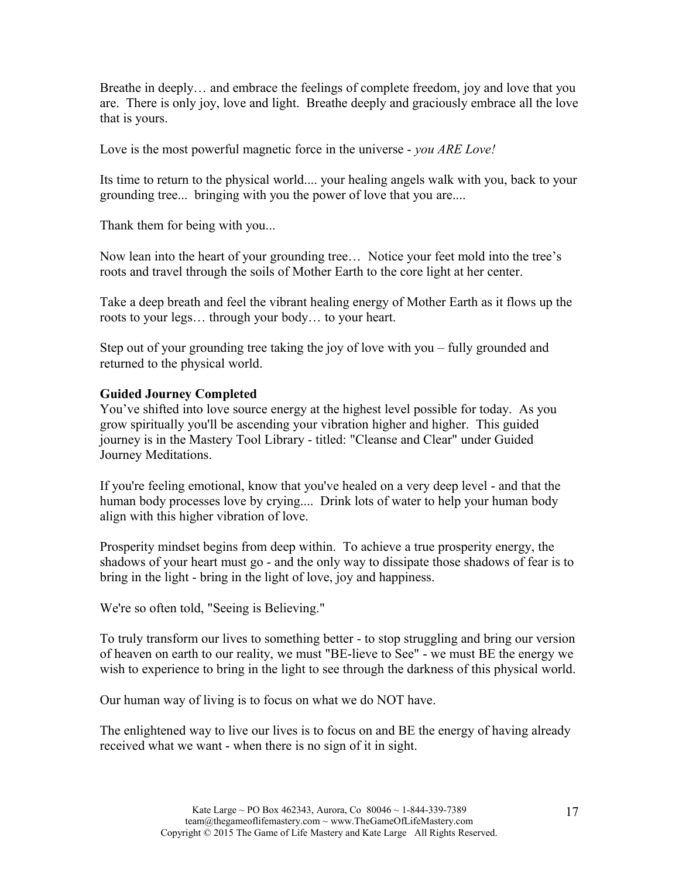Breathe in deeply… and embrace the feelings of complete freedom, joy and love that you are. There is only joy, love and light. Breathe deeply and graciously embrace all the love that is yours.

Love is the most powerful magnetic force in the universe - *you ARE Love!*

Its time to return to the physical world.... your healing angels walk with you, back to your grounding tree... bringing with you the power of love that you are....

Thank them for being with you...

Now lean into the heart of your grounding tree… Notice your feet mold into the tree's roots and travel through the soils of Mother Earth to the core light at her center.

Take a deep breath and feel the vibrant healing energy of Mother Earth as it flows up the roots to your legs… through your body… to your heart.

Step out of your grounding tree taking the joy of love with you – fully grounded and returned to the physical world.

**Guided Journey Completed**

You've shifted into love source energy at the highest level possible for today. As you grow spiritually you'll be ascending your vibration higher and higher. This guided journey is in the Mastery Tool Library - titled: "Cleanse and Clear" under Guided Journey Meditations.

If you're feeling emotional, know that you've healed on a very deep level - and that the human body processes love by crying.... Drink lots of water to help your human body align with this higher vibration of love.

Prosperity mindset begins from deep within. To achieve a true prosperity energy, the shadows of your heart must go - and the only way to dissipate those shadows of fear is to bring in the light - bring in the light of love, joy and happiness.

We're so often told, "Seeing is Believing."

To truly transform our lives to something better - to stop struggling and bring our version of heaven on earth to our reality, we must "BE-lieve to See" - we must BE the energy we wish to experience to bring in the light to see through the darkness of this physical world.

Our human way of living is to focus on what we do NOT have.

The enlightened way to live our lives is to focus on and BE the energy of having already received what we want - when there is no sign of it in sight.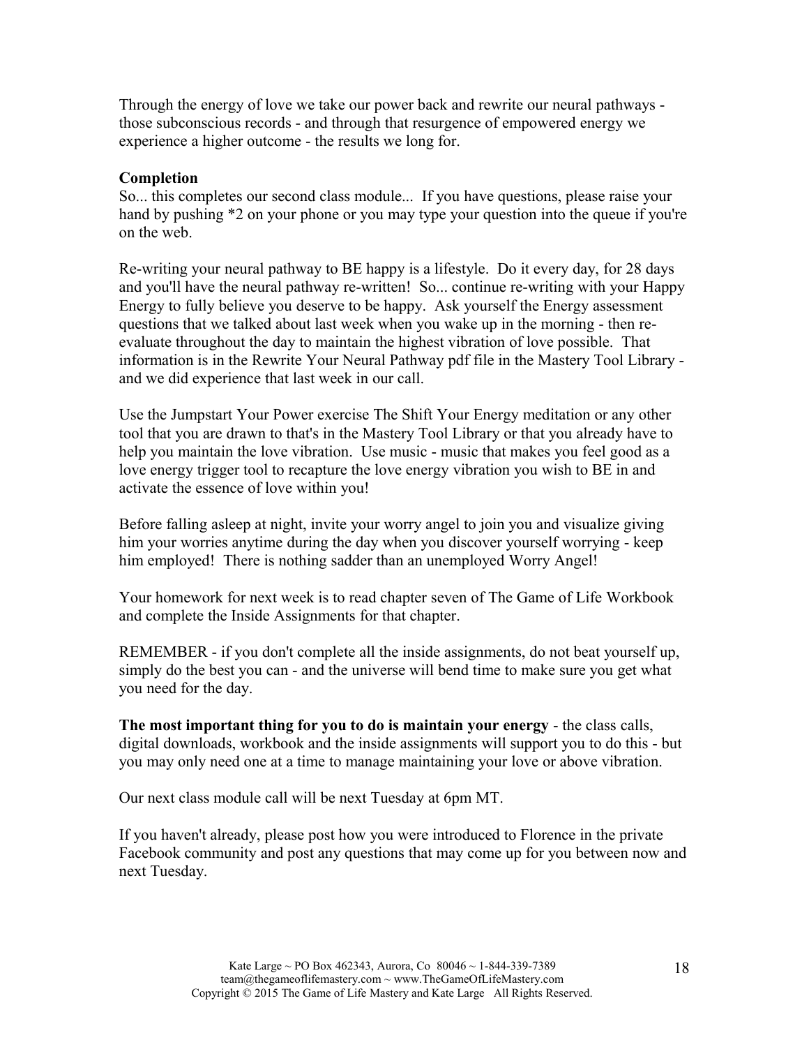Through the energy of love we take our power back and rewrite our neural pathways - those subconscious records - and through that resurgence of empowered energy we experience a higher outcome - the results we long for.

**Completion**

So... this completes our second class module... If you have questions, please raise your hand by pushing *2 on your phone or you may type your question into the queue if you're on the web.

Re-writing your neural pathway to BE happy is a lifestyle. Do it every day, for 28 days and you'll have the neural pathway re-written! So... continue re-writing with your Happy Energy to fully believe you deserve to be happy. Ask yourself the Energy assessment questions that we talked about last week when you wake up in the morning - then re-evaluate throughout the day to maintain the highest vibration of love possible. That information is in the Rewrite Your Neural Pathway pdf file in the Mastery Tool Library - and we did experience that last week in our call.

Use the Jumpstart Your Power exercise The Shift Your Energy meditation or any other tool that you are drawn to that's in the Mastery Tool Library or that you already have to help you maintain the love vibration. Use music - music that makes you feel good as a love energy trigger tool to recapture the love energy vibration you wish to BE in and activate the essence of love within you!

Before falling asleep at night, invite your worry angel to join you and visualize giving him your worries anytime during the day when you discover yourself worrying - keep him employed! There is nothing sadder than an unemployed Worry Angel!

Your homework for next week is to read chapter seven of The Game of Life Workbook and complete the Inside Assignments for that chapter.

REMEMBER - if you don't complete all the inside assignments, do not beat yourself up, simply do the best you can - and the universe will bend time to make sure you get what you need for the day.

**The most important thing for you to do is maintain your energy** - the class calls, digital downloads, workbook and the inside assignments will support you to do this - but you may only need one at a time to manage maintaining your love or above vibration.

Our next class module call will be next Tuesday at 6pm MT.

If you haven't already, please post how you were introduced to Florence in the private Facebook community and post any questions that may come up for you between now and next Tuesday.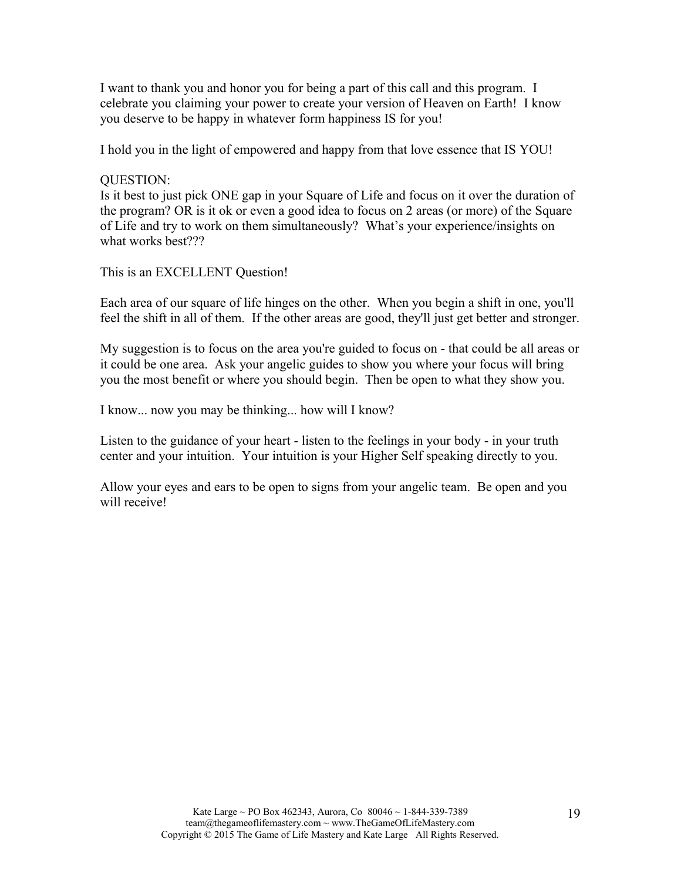I want to thank you and honor you for being a part of this call and this program. I celebrate you claiming your power to create your version of Heaven on Earth! I know you deserve to be happy in whatever form happiness IS for you!

I hold you in the light of empowered and happy from that love essence that IS YOU!

QUESTION:
Is it best to just pick ONE gap in your Square of Life and focus on it over the duration of the program? OR is it ok or even a good idea to focus on 2 areas (or more) of the Square of Life and try to work on them simultaneously? What's your experience/insights on what works best???

This is an EXCELLENT Question!

Each area of our square of life hinges on the other. When you begin a shift in one, you'll feel the shift in all of them. If the other areas are good, they'll just get better and stronger.

My suggestion is to focus on the area you're guided to focus on - that could be all areas or it could be one area. Ask your angelic guides to show you where your focus will bring you the most benefit or where you should begin. Then be open to what they show you.

I know... now you may be thinking... how will I know?

Listen to the guidance of your heart - listen to the feelings in your body - in your truth center and your intuition. Your intuition is your Higher Self speaking directly to you.

Allow your eyes and ears to be open to signs from your angelic team. Be open and you will receive!